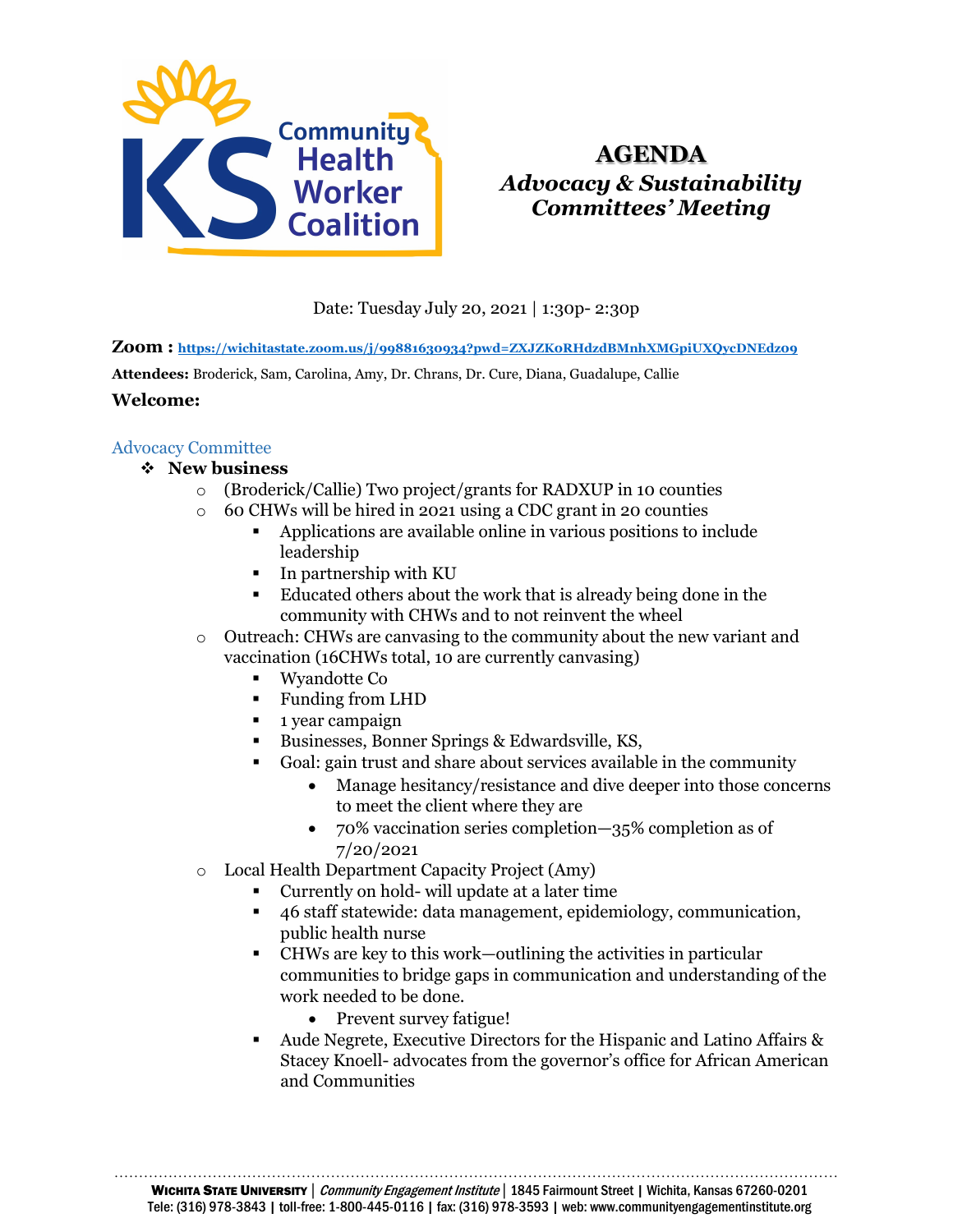# AGENDA

## *Advocacy & Sustainability Committees' Meeting*

Date: Tuesday July 20, 2021 | 1:30p- 2:30p

**Zoom :** https://wichitastate.zoom.us/j/99881630934?pwd=ZXJZK0RHdzdBMnhXMGpiUXQycDNEdz09

**Attendees:** Broderick, Sam, Carolina, Amy, Dr. Chrans, Dr. Cure, Diana, Guadalupe, Callie

**Welcome:**

### Advocacy Committee

- **New business**
  - (Broderick/Callie) Two project/grants for RADXUP in 10 counties
  - 60 CHWs will be hired in 2021 using a CDC grant in 20 counties
    - Applications are available online in various positions to include leadership
    - In partnership with KU
    - Educated others about the work that is already being done in the community with CHWs and to not reinvent the wheel
  - Outreach: CHWs are canvasing to the community about the new variant and vaccination (16CHWs total, 10 are currently canvasing)
    - Wyandotte Co
    - Funding from LHD
    - 1 year campaign
    - Businesses, Bonner Springs & Edwardsville, KS,
    - Goal: gain trust and share about services available in the community
      - Manage hesitancy/resistance and dive deeper into those concerns to meet the client where they are
      - 70% vaccination series completion—35% completion as of 7/20/2021
  - Local Health Department Capacity Project (Amy)
    - Currently on hold- will update at a later time
    - 46 staff statewide: data management, epidemiology, communication, public health nurse
    - CHWs are key to this work—outlining the activities in particular communities to bridge gaps in communication and understanding of the work needed to be done.
      - Prevent survey fatigue!
    - Aude Negrete, Executive Directors for the Hispanic and Latino Affairs & Stacey Knoell- advocates from the governor's office for African American and Communities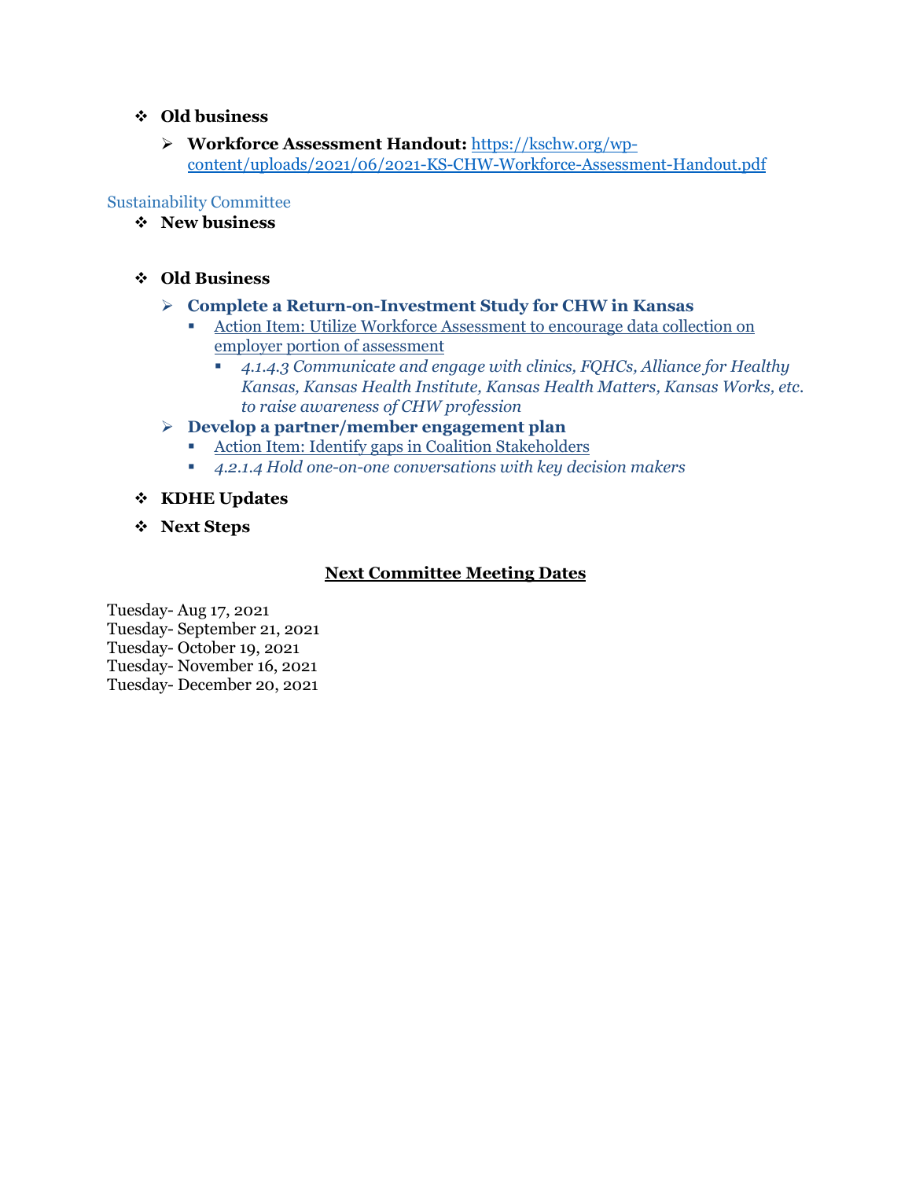- **Old business**
  - **Workforce Assessment Handout:** https://kschw.org/wp-content/uploads/2021/06/2021-KS-CHW-Workforce-Assessment-Handout.pdf

Sustainability Committee

- **New business**

- **Old Business**
  - **Complete a Return-on-Investment Study for CHW in Kansas**
    - Action Item: Utilize Workforce Assessment to encourage data collection on employer portion of assessment
      - *4.1.4.3 Communicate and engage with clinics, FQHCs, Alliance for Healthy Kansas, Kansas Health Institute, Kansas Health Matters, Kansas Works, etc. to raise awareness of CHW profession*
  - **Develop a partner/member engagement plan**
    - Action Item: Identify gaps in Coalition Stakeholders
    - *4.2.1.4 Hold one-on-one conversations with key decision makers*
- **KDHE Updates**
- **Next Steps**

**Next Committee Meeting Dates**

Tuesday- Aug 17, 2021
Tuesday- September 21, 2021
Tuesday- October 19, 2021
Tuesday- November 16, 2021
Tuesday- December 20, 2021